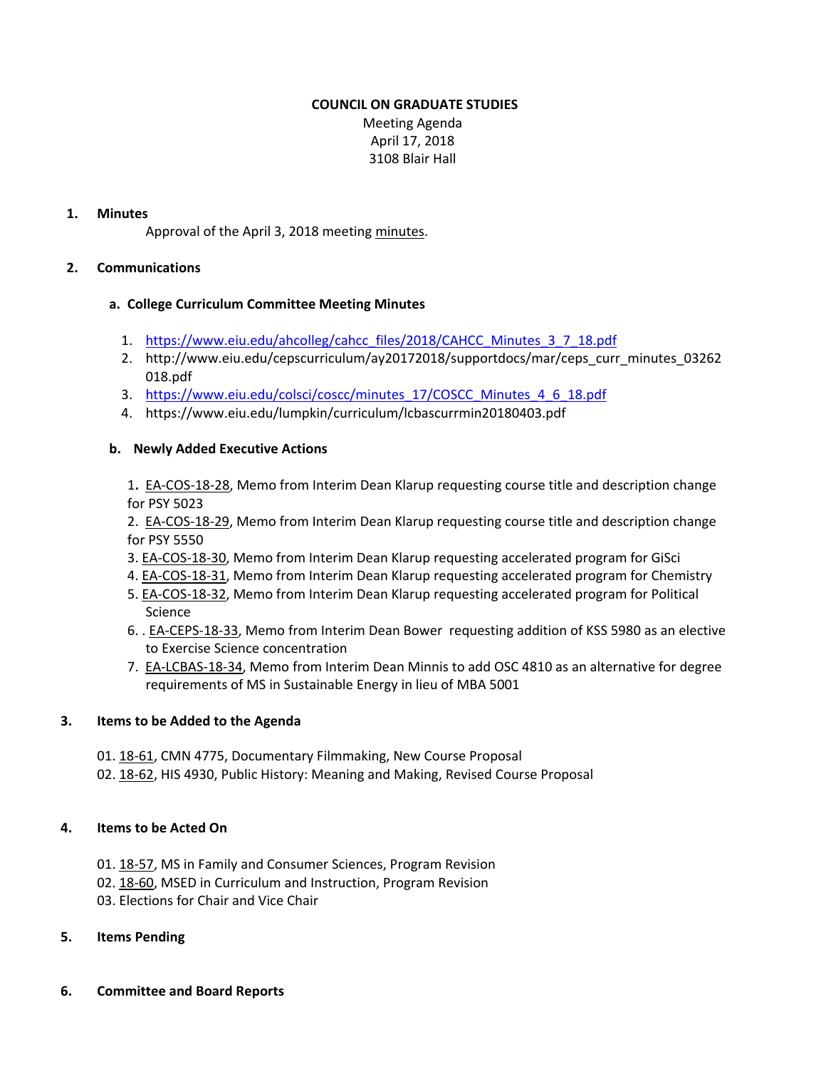**COUNCIL ON GRADUATE STUDIES**

Meeting Agenda
April 17, 2018
3108 Blair Hall

**1. Minutes**

Approval of the April 3, 2018 meeting minutes.

**2. Communications**

**a. College Curriculum Committee Meeting Minutes**

1. https://www.eiu.edu/ahcolleg/cahcc_files/2018/CAHCC_Minutes_3_7_18.pdf
2. http://www.eiu.edu/cepscurriculum/ay20172018/supportdocs/mar/ceps_curr_minutes_03262018.pdf
3. https://www.eiu.edu/colsci/coscc/minutes_17/COSCC_Minutes_4_6_18.pdf
4. https://www.eiu.edu/lumpkin/curriculum/lcbascurrmin20180403.pdf

**b. Newly Added Executive Actions**

1. EA-COS-18-28, Memo from Interim Dean Klarup requesting course title and description change for PSY 5023
2. EA-COS-18-29, Memo from Interim Dean Klarup requesting course title and description change for PSY 5550
3. EA-COS-18-30, Memo from Interim Dean Klarup requesting accelerated program for GiSci
4. EA-COS-18-31, Memo from Interim Dean Klarup requesting accelerated program for Chemistry
5. EA-COS-18-32, Memo from Interim Dean Klarup requesting accelerated program for Political Science
6. . EA-CEPS-18-33, Memo from Interim Dean Bower requesting addition of KSS 5980 as an elective to Exercise Science concentration
7. EA-LCBAS-18-34, Memo from Interim Dean Minnis to add OSC 4810 as an alternative for degree requirements of MS in Sustainable Energy in lieu of MBA 5001

**3. Items to be Added to the Agenda**

01. 18-61, CMN 4775, Documentary Filmmaking, New Course Proposal
02. 18-62, HIS 4930, Public History: Meaning and Making, Revised Course Proposal

**4. Items to be Acted On**

01. 18-57, MS in Family and Consumer Sciences, Program Revision
02. 18-60, MSED in Curriculum and Instruction, Program Revision
03. Elections for Chair and Vice Chair

**5. Items Pending**

**6. Committee and Board Reports**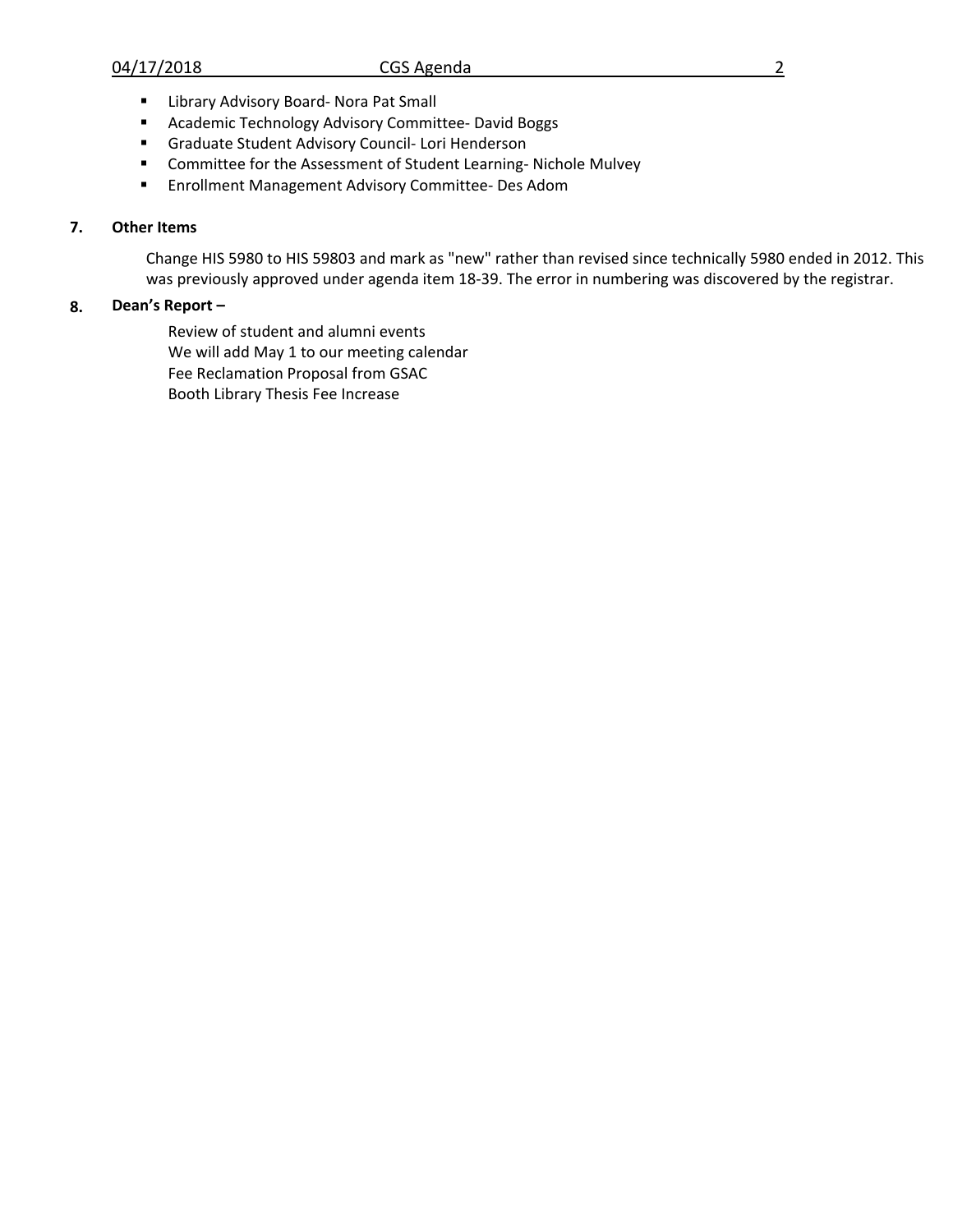- Library Advisory Board- Nora Pat Small
- Academic Technology Advisory Committee- David Boggs
- Graduate Student Advisory Council- Lori Henderson
- Committee for the Assessment of Student Learning- Nichole Mulvey
- Enrollment Management Advisory Committee- Des Adom

**7. Other Items**

Change HIS 5980 to HIS 59803 and mark as "new" rather than revised since technically 5980 ended in 2012. This was previously approved under agenda item 18-39. The error in numbering was discovered by the registrar.

**8. Dean's Report –**

Review of student and alumni events
We will add May 1 to our meeting calendar
Fee Reclamation Proposal from GSAC
Booth Library Thesis Fee Increase